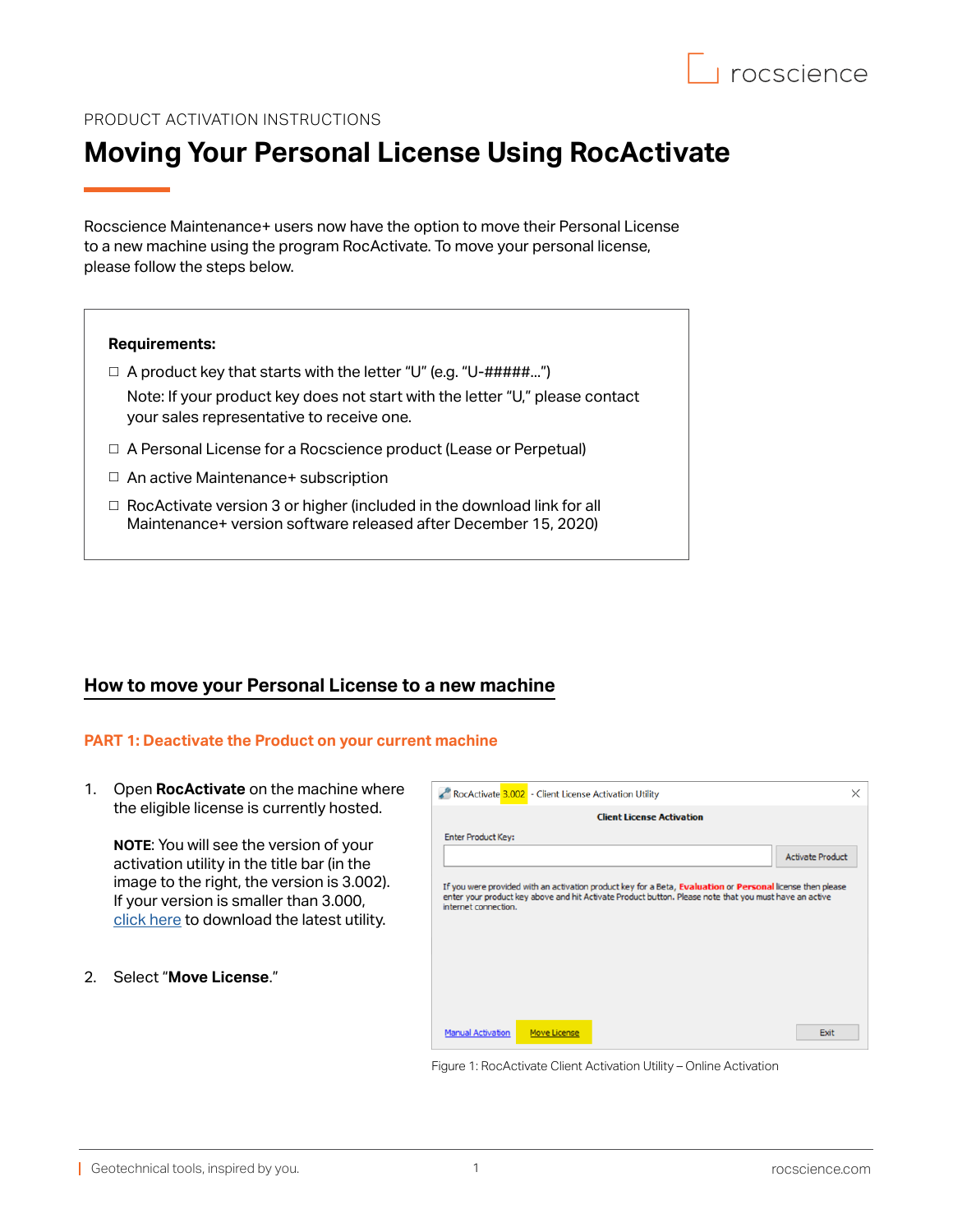PRODUCT ACTIVATION INSTRUCTIONS

# Moving Your Personal License Using RocActivate

Rocscience Maintenance+ users now have the option to move their Personal License to a new machine using the program RocActivate. To move your personal license, please follow the steps below.

**Requirements:**

- ☐ A product key that starts with the letter "U" (e.g. "U-#####...")
  Note: If your product key does not start with the letter "U," please contact your sales representative to receive one.
- ☐ A Personal License for a Rocscience product (Lease or Perpetual)
- ☐ An active Maintenance+ subscription
- ☐ RocActivate version 3 or higher (included in the download link for all Maintenance+ version software released after December 15, 2020)

## How to move your Personal License to a new machine

### PART 1: Deactivate the Product on your current machine

1. Open **RocActivate** on the machine where the eligible license is currently hosted.

   **NOTE**: You will see the version of your activation utility in the title bar (in the image to the right, the version is 3.002). If your version is smaller than 3.000, click here to download the latest utility.

2. Select "**Move License**."

Figure 1: RocActivate Client Activation Utility – Online Activation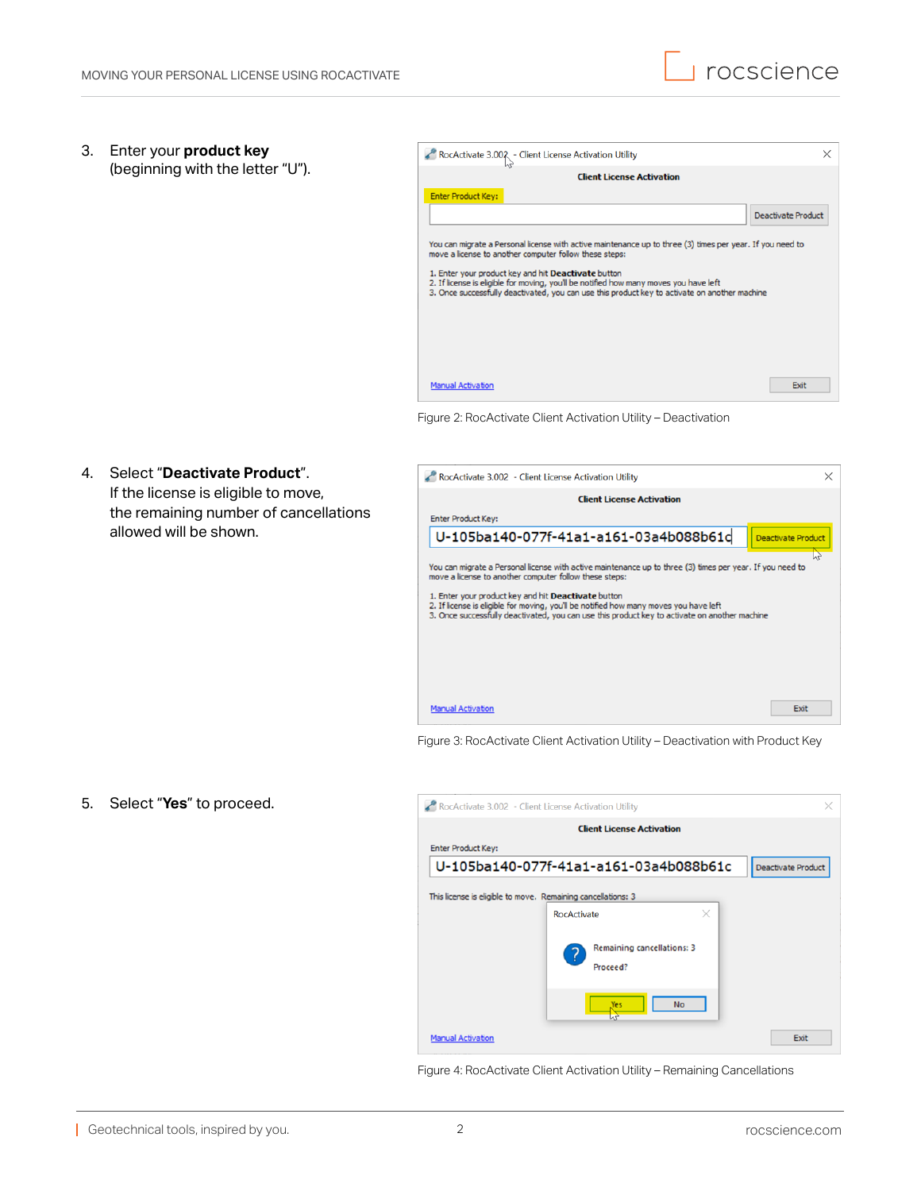3. Enter your **product key** (beginning with the letter "U").

Figure 2: RocActivate Client Activation Utility – Deactivation

4. Select "**Deactivate Product**". If the license is eligible to move, the remaining number of cancellations allowed will be shown.

Figure 3: RocActivate Client Activation Utility – Deactivation with Product Key

5. Select "**Yes**" to proceed.

Figure 4: RocActivate Client Activation Utility – Remaining Cancellations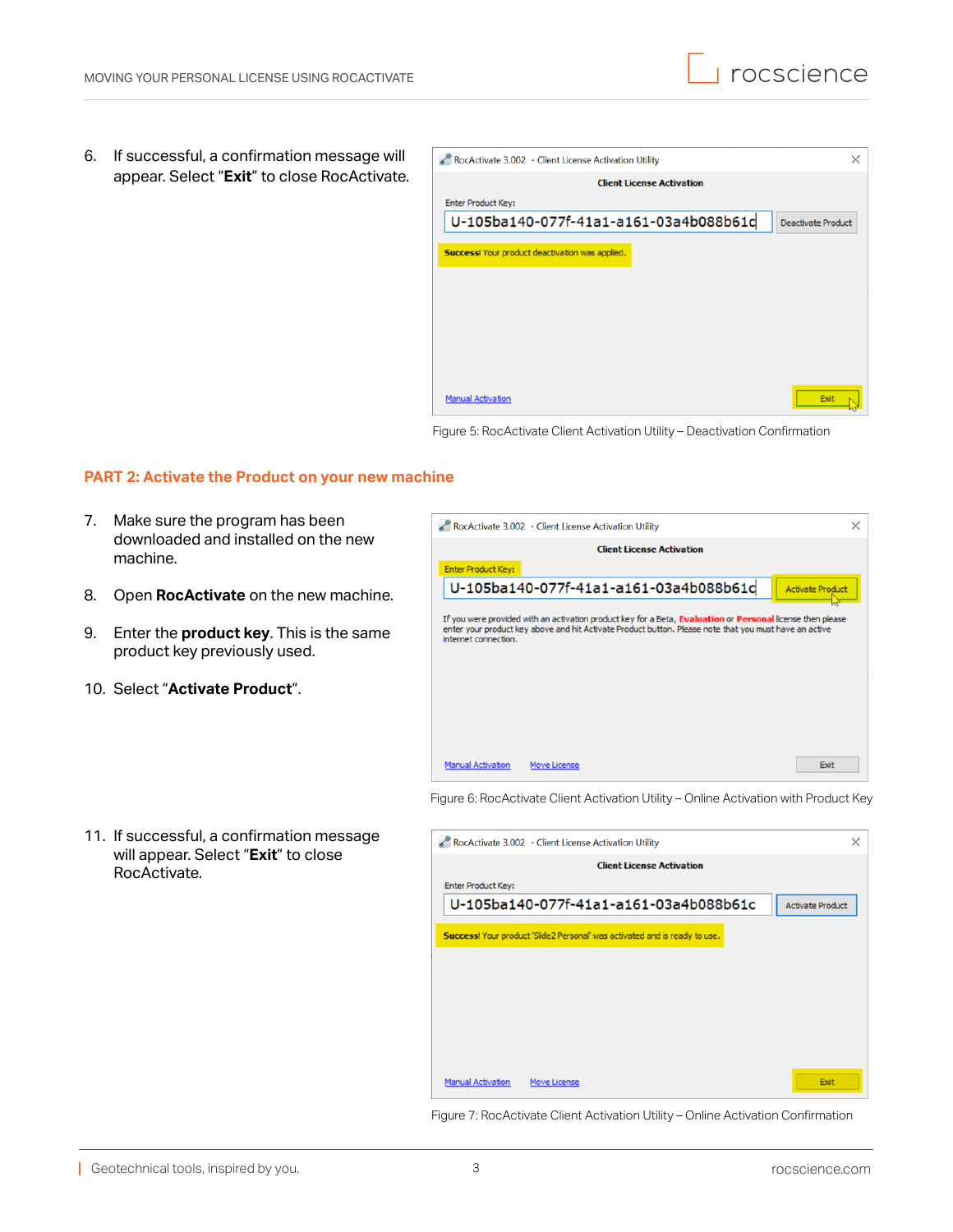6. If successful, a confirmation message will appear. Select "**Exit**" to close RocActivate.

Figure 5: RocActivate Client Activation Utility – Deactivation Confirmation

## PART 2: Activate the Product on your new machine

7. Make sure the program has been downloaded and installed on the new machine.

8. Open **RocActivate** on the new machine.

9. Enter the **product key**. This is the same product key previously used.

10. Select "**Activate Product**".

Figure 6: RocActivate Client Activation Utility – Online Activation with Product Key

11. If successful, a confirmation message will appear. Select "**Exit**" to close RocActivate.

Figure 7: RocActivate Client Activation Utility – Online Activation Confirmation